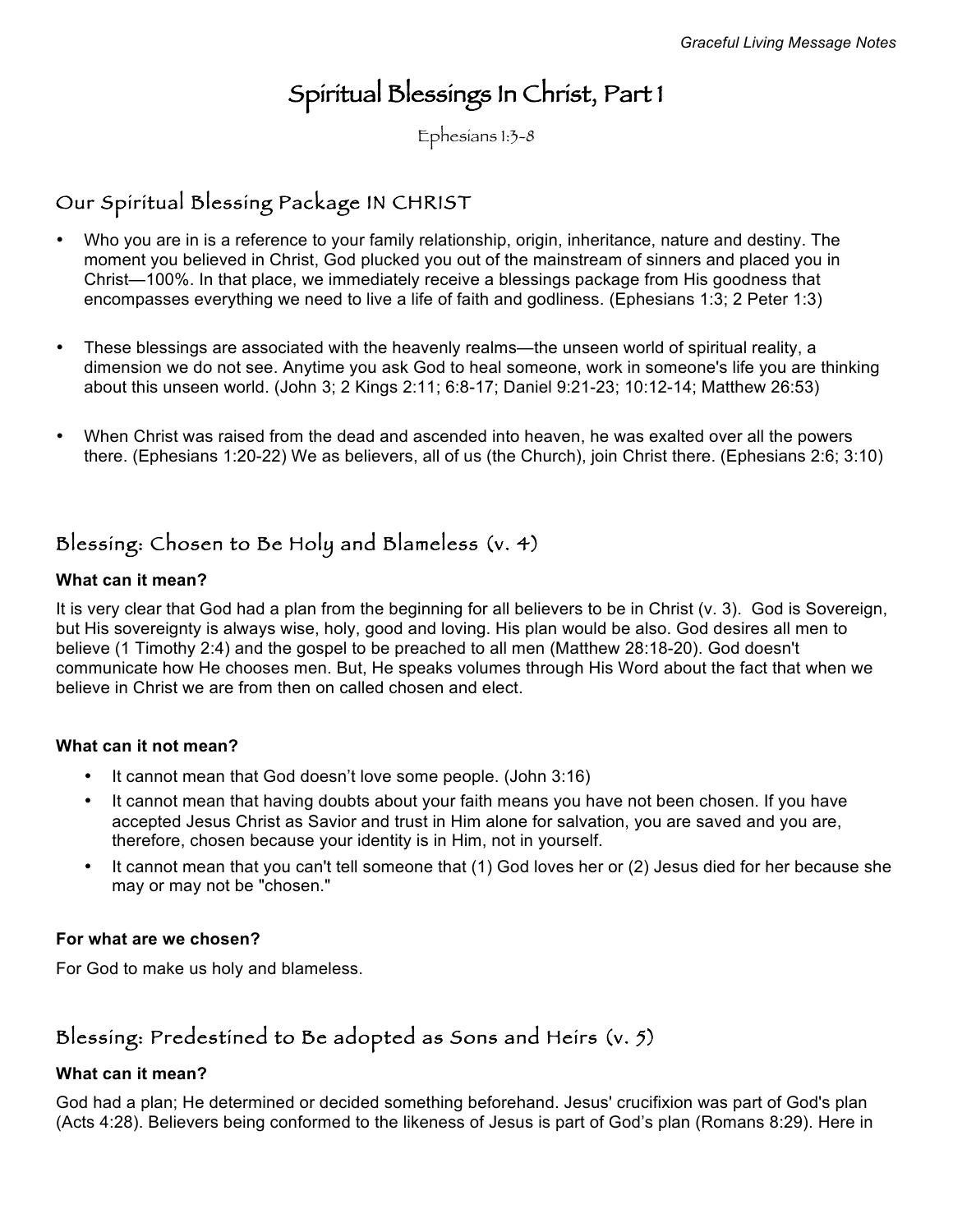# Spiritual Blessings In Christ, Part 1

Ephesians 1:3-8

## Our Spiritual Blessing Package IN CHRIST

- Who you are in is a reference to your family relationship, origin, inheritance, nature and destiny. The moment you believed in Christ, God plucked you out of the mainstream of sinners and placed you in Christ—100%. In that place, we immediately receive a blessings package from His goodness that encompasses everything we need to live a life of faith and godliness. (Ephesians 1:3; 2 Peter 1:3)
- These blessings are associated with the heavenly realms—the unseen world of spiritual reality, a dimension we do not see. Anytime you ask God to heal someone, work in someone's life you are thinking about this unseen world. (John 3; 2 Kings 2:11; 6:8-17; Daniel 9:21-23; 10:12-14; Matthew 26:53)
- When Christ was raised from the dead and ascended into heaven, he was exalted over all the powers there. (Ephesians 1:20-22) We as believers, all of us (the Church), join Christ there. (Ephesians 2:6; 3:10)

## Blessing: Chosen to Be Holy and Blameless (v. 4)

**What can it mean?**

It is very clear that God had a plan from the beginning for all believers to be in Christ (v. 3). God is Sovereign, but His sovereignty is always wise, holy, good and loving. His plan would be also. God desires all men to believe (1 Timothy 2:4) and the gospel to be preached to all men (Matthew 28:18-20). God doesn't communicate how He chooses men. But, He speaks volumes through His Word about the fact that when we believe in Christ we are from then on called chosen and elect.

**What can it not mean?**

- It cannot mean that God doesn't love some people. (John 3:16)
- It cannot mean that having doubts about your faith means you have not been chosen. If you have accepted Jesus Christ as Savior and trust in Him alone for salvation, you are saved and you are, therefore, chosen because your identity is in Him, not in yourself.
- It cannot mean that you can't tell someone that (1) God loves her or (2) Jesus died for her because she may or may not be "chosen."

**For what are we chosen?**

For God to make us holy and blameless.

## Blessing: Predestined to Be adopted as Sons and Heirs (v. 5)

**What can it mean?**

God had a plan; He determined or decided something beforehand. Jesus' crucifixion was part of God's plan (Acts 4:28). Believers being conformed to the likeness of Jesus is part of God's plan (Romans 8:29). Here in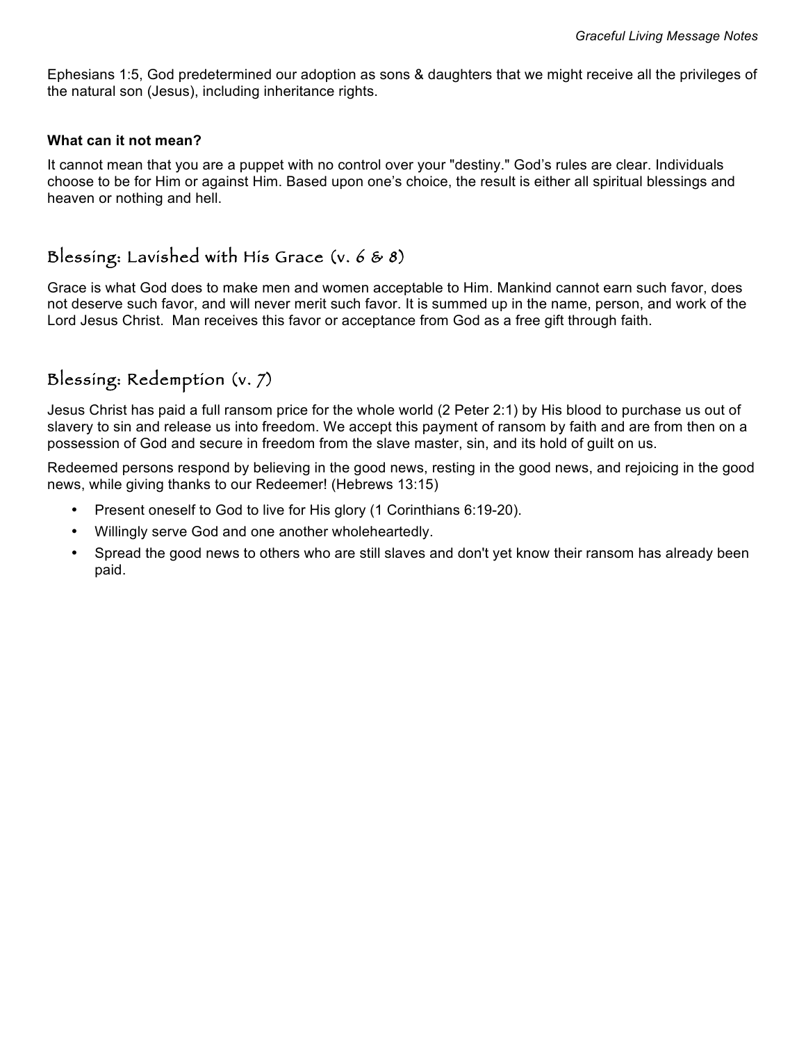Ephesians 1:5, God predetermined our adoption as sons & daughters that we might receive all the privileges of the natural son (Jesus), including inheritance rights.

**What can it not mean?**

It cannot mean that you are a puppet with no control over your "destiny." God's rules are clear. Individuals choose to be for Him or against Him. Based upon one's choice, the result is either all spiritual blessings and heaven or nothing and hell.

## Blessing: Lavished with His Grace (v. 6 & 8)

Grace is what God does to make men and women acceptable to Him. Mankind cannot earn such favor, does not deserve such favor, and will never merit such favor. It is summed up in the name, person, and work of the Lord Jesus Christ. Man receives this favor or acceptance from God as a free gift through faith.

## Blessing: Redemption (v. 7)

Jesus Christ has paid a full ransom price for the whole world (2 Peter 2:1) by His blood to purchase us out of slavery to sin and release us into freedom. We accept this payment of ransom by faith and are from then on a possession of God and secure in freedom from the slave master, sin, and its hold of guilt on us.

Redeemed persons respond by believing in the good news, resting in the good news, and rejoicing in the good news, while giving thanks to our Redeemer! (Hebrews 13:15)

- Present oneself to God to live for His glory (1 Corinthians 6:19-20).
- Willingly serve God and one another wholeheartedly.
- Spread the good news to others who are still slaves and don't yet know their ransom has already been paid.